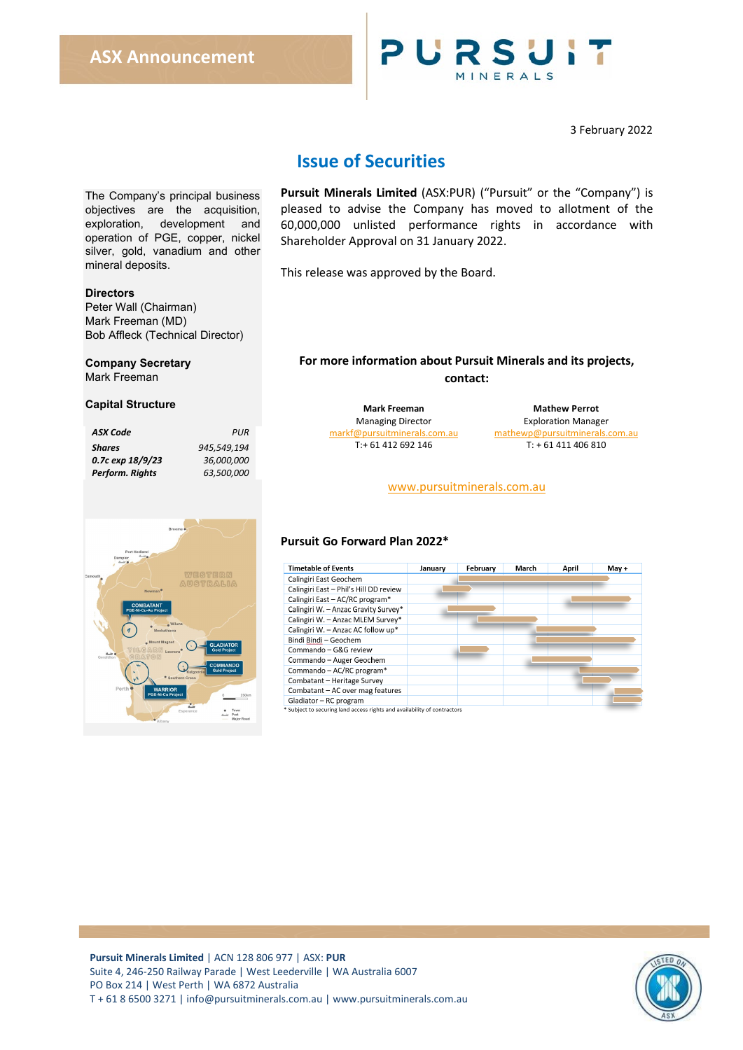ASX Announcement

PURSUIT MINERALS

3 February 2022

# Issue of Securities

The Company's principal business objectives are the acquisition, exploration, development and operation of PGE, copper, nickel silver, gold, vanadium and other mineral deposits.

**Directors**
Peter Wall (Chairman)
Mark Freeman (MD)
Bob Affleck (Technical Director)

**Company Secretary**
Mark Freeman

**Capital Structure**

| | |
|---|---|
| ***ASX Code*** | *PUR* |
| ***Shares*** | *945,549,194* |
| ***0.7c exp 18/9/23*** | *36,000,000* |
| ***Perform. Rights*** | *63,500,000* |

**Pursuit Minerals Limited** (ASX:PUR) ("Pursuit" or the "Company") is pleased to advise the Company has moved to allotment of the 60,000,000 unlisted performance rights in accordance with Shareholder Approval on 31 January 2022.

This release was approved by the Board.

**For more information about Pursuit Minerals and its projects, contact:**

| **Mark Freeman** | **Mathew Perrot** |
|---|---|
| Managing Director | Exploration Manager |
| markf@pursuitminerals.com.au | mathewp@pursuitminerals.com.au |
| T:+ 61 412 692 146 | T: + 61 411 406 810 |

www.pursuitminerals.com.au

### Pursuit Go Forward Plan 2022*

| Timetable of Events | January | February | March | April | May + |
|---|---|---|---|---|---|
| Calingiri East Geochem | | | | | |
| Calingiri East – Phil's Hill DD review | | | | | |
| Calingiri East – AC/RC program* | | | | | |
| Calingiri W. – Anzac Gravity Survey* | | | | | |
| Calingiri W. – Anzac MLEM Survey* | | | | | |
| Calingiri W. – Anzac AC follow up* | | | | | |
| Bindi Bindi – Geochem | | | | | |
| Commando – G&G review | | | | | |
| Commando – Auger Geochem | | | | | |
| Commando – AC/RC program* | | | | | |
| Combatant – Heritage Survey | | | | | |
| Combatant – AC over mag features | | | | | |
| Gladiator – RC program | | | | | |

\* Subject to securing land access rights and availability of contractors

**Pursuit Minerals Limited** | ACN 128 806 977 | ASX: **PUR**
Suite 4, 246-250 Railway Parade | West Leederville | WA Australia 6007
PO Box 214 | West Perth | WA 6872 Australia
T + 61 8 6500 3271 | info@pursuitminerals.com.au | www.pursuitminerals.com.au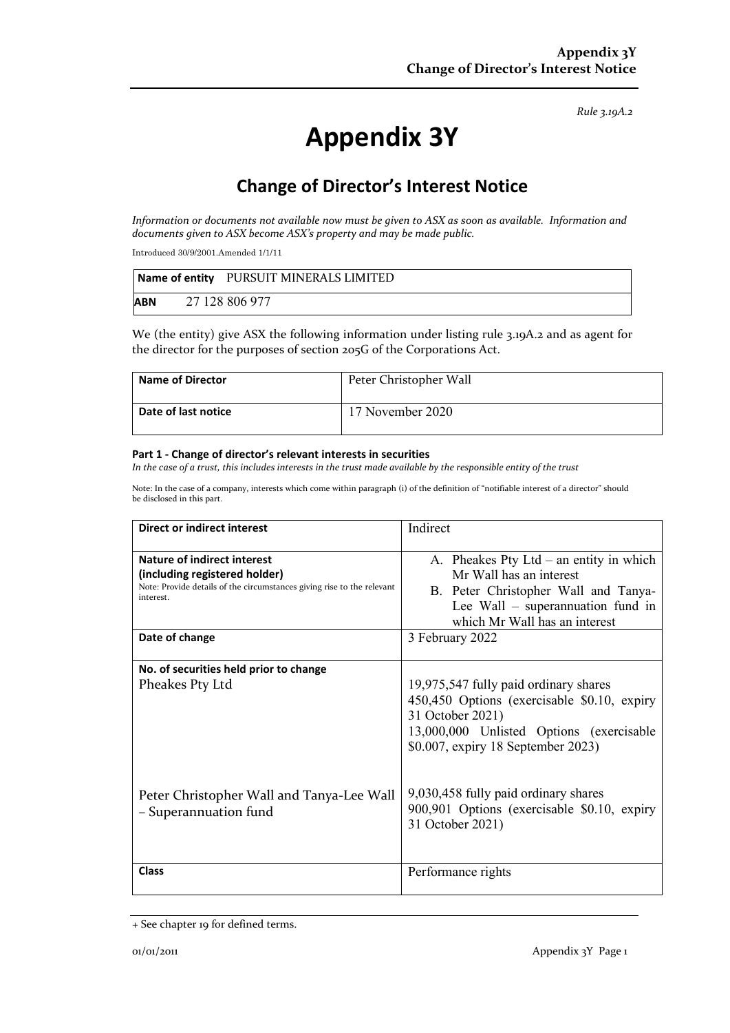*Rule 3.19A.2*

# Appendix 3Y

## Change of Director's Interest Notice

*Information or documents not available now must be given to ASX as soon as available. Information and documents given to ASX become ASX's property and may be made public.*

Introduced 30/9/2001.Amended 1/1/11

| **Name of entity** PURSUIT MINERALS LIMITED |
|---|
| **ABN** 27 128 806 977 |

We (the entity) give ASX the following information under listing rule 3.19A.2 and as agent for the director for the purposes of section 205G of the Corporations Act.

| **Name of Director** | Peter Christopher Wall |
|---|---|
| **Date of last notice** | 17 November 2020 |

#### Part 1 - Change of director's relevant interests in securities

*In the case of a trust, this includes interests in the trust made available by the responsible entity of the trust*

Note: In the case of a company, interests which come within paragraph (i) of the definition of "notifiable interest of a director" should be disclosed in this part.

| **Direct or indirect interest** | Indirect |
|---|---|
| **Nature of indirect interest (including registered holder)**<br>Note: Provide details of the circumstances giving rise to the relevant interest. | A. Pheakes Pty Ltd – an entity in which Mr Wall has an interest<br>B. Peter Christopher Wall and Tanya-Lee Wall – superannuation fund in which Mr Wall has an interest |
| **Date of change** | 3 February 2022 |
| **No. of securities held prior to change**<br>Pheakes Pty Ltd<br><br>Peter Christopher Wall and Tanya-Lee Wall – Superannuation fund | 19,975,547 fully paid ordinary shares<br>450,450 Options (exercisable $0.10, expiry 31 October 2021)<br>13,000,000 Unlisted Options (exercisable $0.007, expiry 18 September 2023)<br><br>9,030,458 fully paid ordinary shares<br>900,901 Options (exercisable $0.10, expiry 31 October 2021) |
| **Class** | Performance rights |

+ See chapter 19 for defined terms.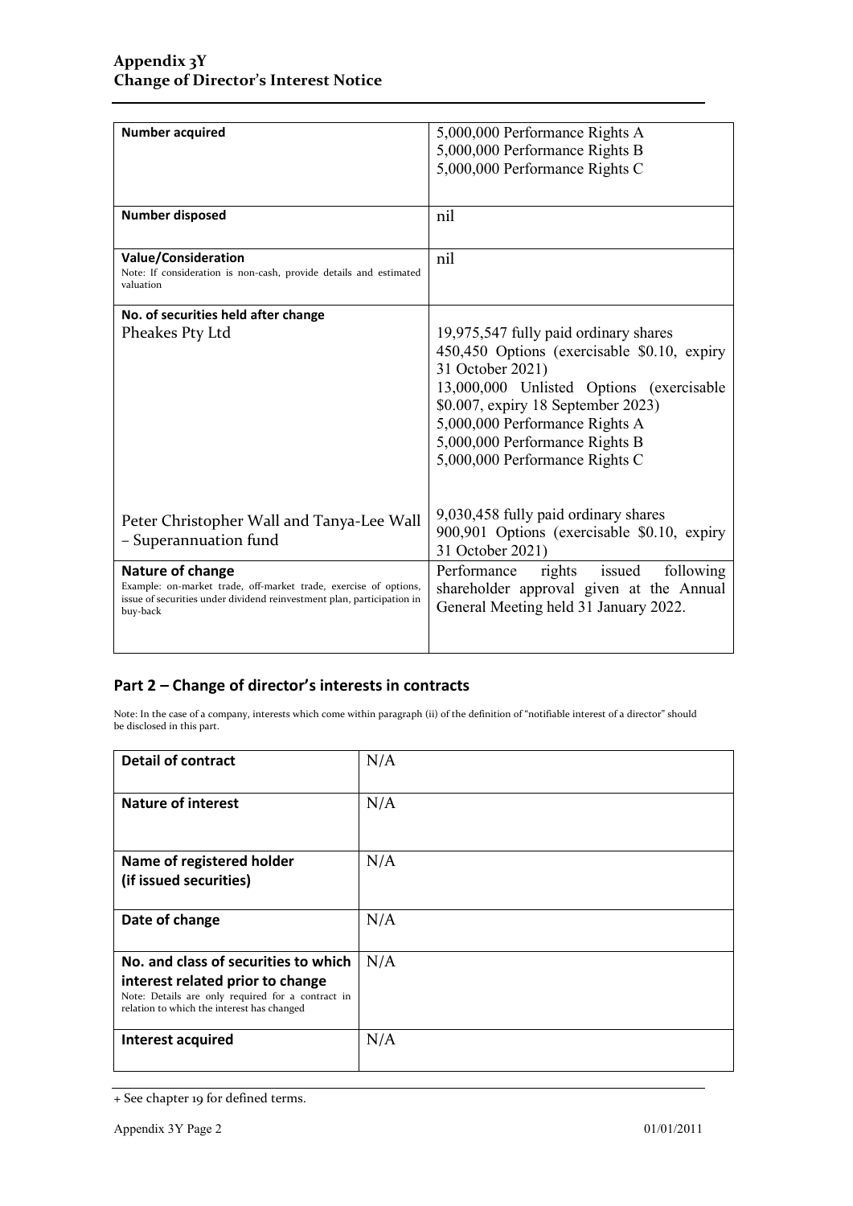| **Number acquired** | 5,000,000 Performance Rights A<br>5,000,000 Performance Rights B<br>5,000,000 Performance Rights C |
|---|---|
| **Number disposed** | nil |
| **Value/Consideration**<br>Note: If consideration is non-cash, provide details and estimated valuation | nil |
| **No. of securities held after change**<br>Pheakes Pty Ltd<br><br><br><br><br><br><br>Peter Christopher Wall and Tanya-Lee Wall – Superannuation fund | <br>19,975,547 fully paid ordinary shares<br>450,450 Options (exercisable $0.10, expiry 31 October 2021)<br>13,000,000 Unlisted Options (exercisable $0.007, expiry 18 September 2023)<br>5,000,000 Performance Rights A<br>5,000,000 Performance Rights B<br>5,000,000 Performance Rights C<br><br>9,030,458 fully paid ordinary shares<br>900,901 Options (exercisable $0.10, expiry 31 October 2021) |
| **Nature of change**<br>Example: on-market trade, off-market trade, exercise of options, issue of securities under dividend reinvestment plan, participation in buy-back | Performance rights issued following shareholder approval given at the Annual General Meeting held 31 January 2022. |

## Part 2 – Change of director's interests in contracts

Note: In the case of a company, interests which come within paragraph (ii) of the definition of "notifiable interest of a director" should be disclosed in this part.

| **Detail of contract** | N/A |
|---|---|
| **Nature of interest** | N/A |
| **Name of registered holder (if issued securities)** | N/A |
| **Date of change** | N/A |
| **No. and class of securities to which interest related prior to change**<br>Note: Details are only required for a contract in relation to which the interest has changed | N/A |
| **Interest acquired** | N/A |

+ See chapter 19 for defined terms.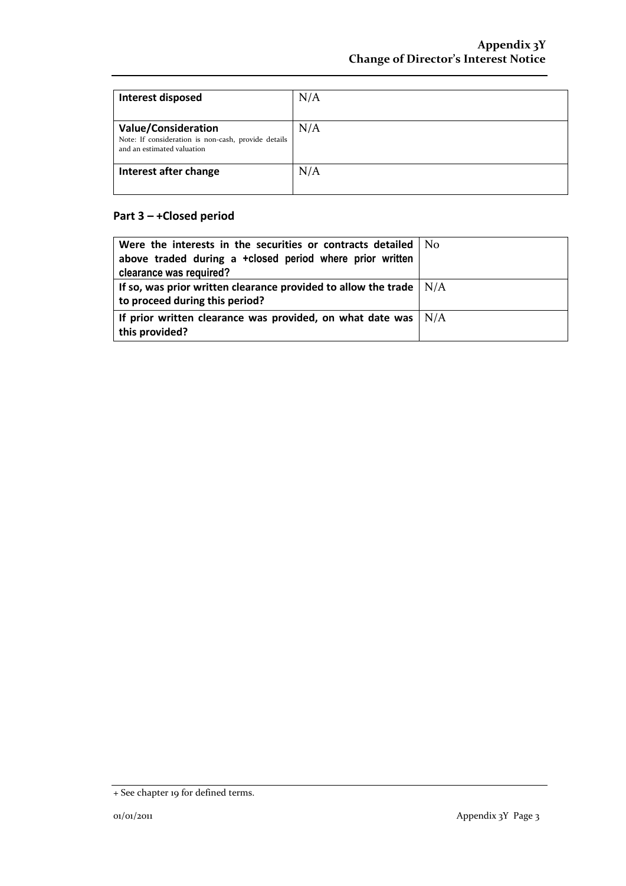| Interest disposed | N/A |
|---|---|
| **Value/Consideration**<br>Note: If consideration is non-cash, provide details and an estimated valuation | N/A |
| **Interest after change** | N/A |

## Part 3 – +Closed period

| Were the interests in the securities or contracts detailed above traded during a +closed period where prior written clearance was required? | No |
|---|---|
| **If so, was prior written clearance provided to allow the trade to proceed during this period?** | N/A |
| **If prior written clearance was provided, on what date was this provided?** | N/A |

+ See chapter 19 for defined terms.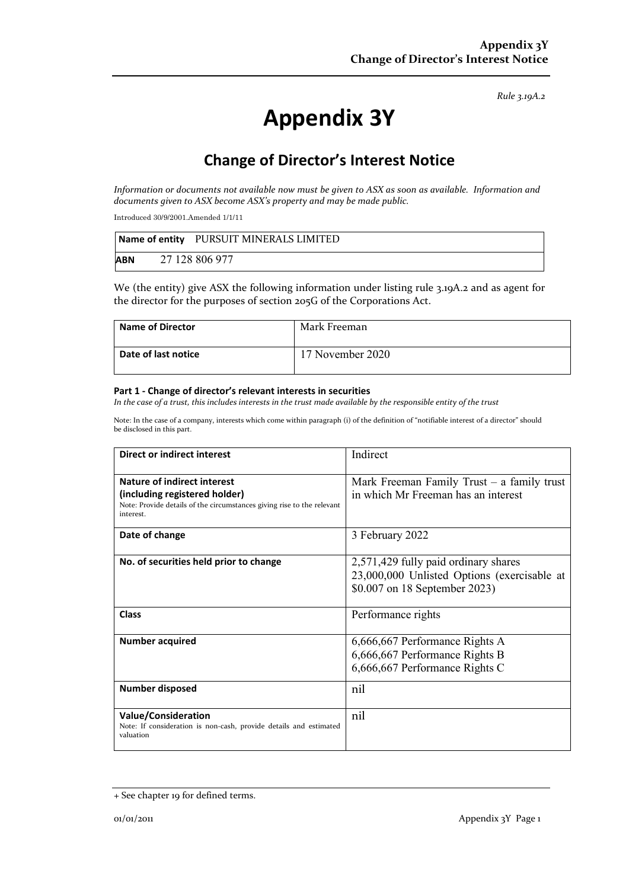*Rule 3.19A.2*

# Appendix 3Y

## Change of Director's Interest Notice

*Information or documents not available now must be given to ASX as soon as available. Information and documents given to ASX become ASX's property and may be made public.*

Introduced 30/9/2001.Amended 1/1/11

| **Name of entity** | PURSUIT MINERALS LIMITED |
|---|---|
| **ABN** | 27 128 806 977 |

We (the entity) give ASX the following information under listing rule 3.19A.2 and as agent for the director for the purposes of section 205G of the Corporations Act.

| **Name of Director** | Mark Freeman |
|---|---|
| **Date of last notice** | 17 November 2020 |

#### Part 1 - Change of director's relevant interests in securities

*In the case of a trust, this includes interests in the trust made available by the responsible entity of the trust*

Note: In the case of a company, interests which come within paragraph (i) of the definition of "notifiable interest of a director" should be disclosed in this part.

| **Direct or indirect interest** | Indirect |
|---|---|
| **Nature of indirect interest (including registered holder)**<br>Note: Provide details of the circumstances giving rise to the relevant interest. | Mark Freeman Family Trust – a family trust in which Mr Freeman has an interest |
| **Date of change** | 3 February 2022 |
| **No. of securities held prior to change** | 2,571,429 fully paid ordinary shares<br>23,000,000 Unlisted Options (exercisable at \$0.007 on 18 September 2023) |
| **Class** | Performance rights |
| **Number acquired** | 6,666,667 Performance Rights A<br>6,666,667 Performance Rights B<br>6,666,667 Performance Rights C |
| **Number disposed** | nil |
| **Value/Consideration**<br>Note: If consideration is non-cash, provide details and estimated valuation | nil |

+ See chapter 19 for defined terms.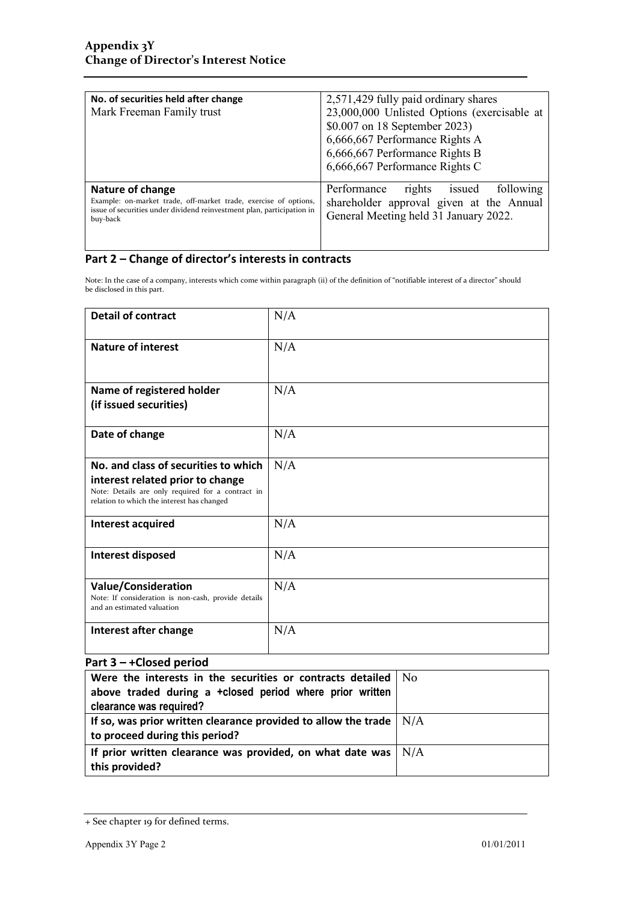| No. of securities held after change<br>Mark Freeman Family trust | 2,571,429 fully paid ordinary shares<br>23,000,000 Unlisted Options (exercisable at $0.007 on 18 September 2023)<br>6,666,667 Performance Rights A<br>6,666,667 Performance Rights B<br>6,666,667 Performance Rights C |
|---|---|
| **Nature of change**<br>Example: on-market trade, off-market trade, exercise of options, issue of securities under dividend reinvestment plan, participation in buy-back | Performance rights issued following shareholder approval given at the Annual General Meeting held 31 January 2022. |

## Part 2 – Change of director's interests in contracts

Note: In the case of a company, interests which come within paragraph (ii) of the definition of "notifiable interest of a director" should be disclosed in this part.

| **Detail of contract** | N/A |
|---|---|
| **Nature of interest** | N/A |
| **Name of registered holder (if issued securities)** | N/A |
| **Date of change** | N/A |
| **No. and class of securities to which interest related prior to change**<br>Note: Details are only required for a contract in relation to which the interest has changed | N/A |
| **Interest acquired** | N/A |
| **Interest disposed** | N/A |
| **Value/Consideration**<br>Note: If consideration is non-cash, provide details and an estimated valuation | N/A |
| **Interest after change** | N/A |

## Part 3 – +Closed period

| **Were the interests in the securities or contracts detailed above traded during a +closed period where prior written clearance was required?** | No |
|---|---|
| **If so, was prior written clearance provided to allow the trade to proceed during this period?** | N/A |
| **If prior written clearance was provided, on what date was this provided?** | N/A |

+ See chapter 19 for defined terms.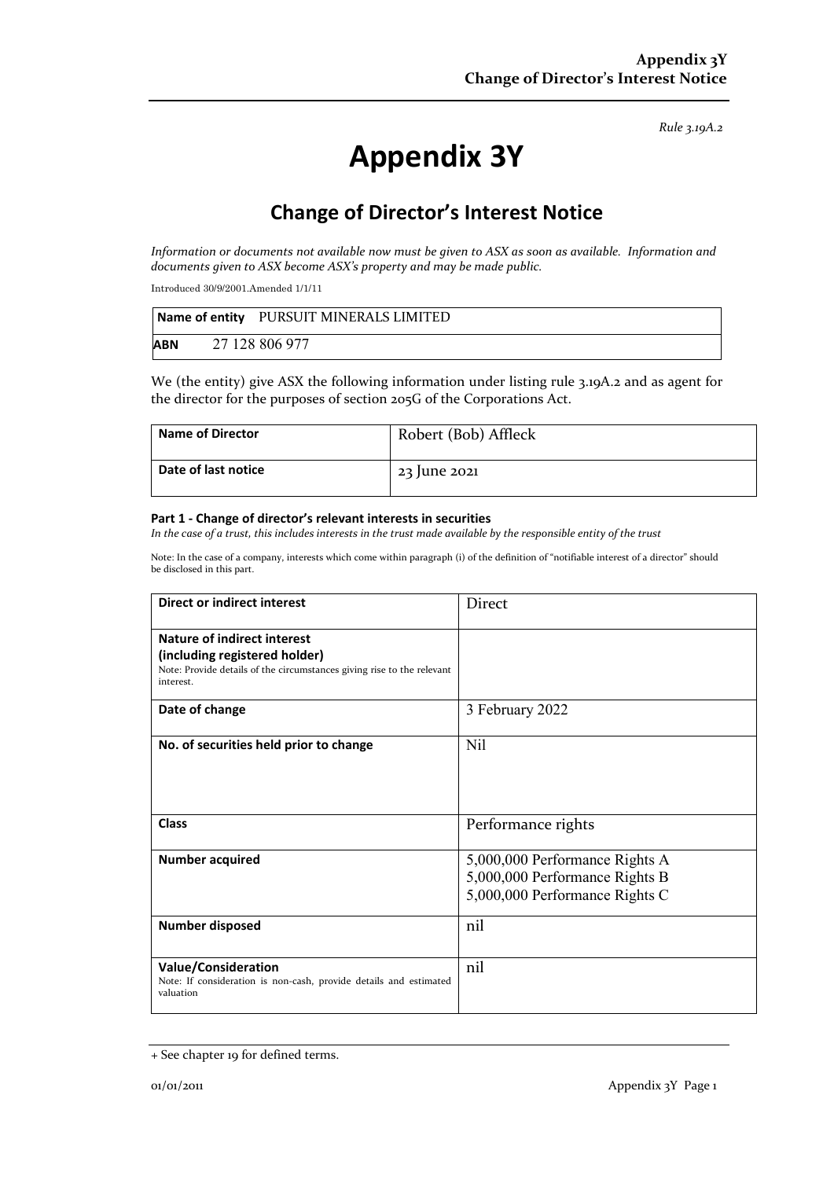*Rule 3.19A.2*

# Appendix 3Y

## Change of Director's Interest Notice

*Information or documents not available now must be given to ASX as soon as available. Information and documents given to ASX become ASX's property and may be made public.*

Introduced 30/9/2001.Amended 1/1/11

| **Name of entity** | PURSUIT MINERALS LIMITED |
|---|---|
| **ABN** | 27 128 806 977 |

We (the entity) give ASX the following information under listing rule 3.19A.2 and as agent for the director for the purposes of section 205G of the Corporations Act.

| **Name of Director** | Robert (Bob) Affleck |
|---|---|
| **Date of last notice** | 23 June 2021 |

**Part 1 - Change of director's relevant interests in securities**

*In the case of a trust, this includes interests in the trust made available by the responsible entity of the trust*

Note: In the case of a company, interests which come within paragraph (i) of the definition of "notifiable interest of a director" should be disclosed in this part.

| **Direct or indirect interest** | Direct |
|---|---|
| **Nature of indirect interest (including registered holder)**<br>Note: Provide details of the circumstances giving rise to the relevant interest. | |
| **Date of change** | 3 February 2022 |
| **No. of securities held prior to change** | Nil |
| **Class** | Performance rights |
| **Number acquired** | 5,000,000 Performance Rights A<br>5,000,000 Performance Rights B<br>5,000,000 Performance Rights C |
| **Number disposed** | nil |
| **Value/Consideration**<br>Note: If consideration is non-cash, provide details and estimated valuation | nil |

+ See chapter 19 for defined terms.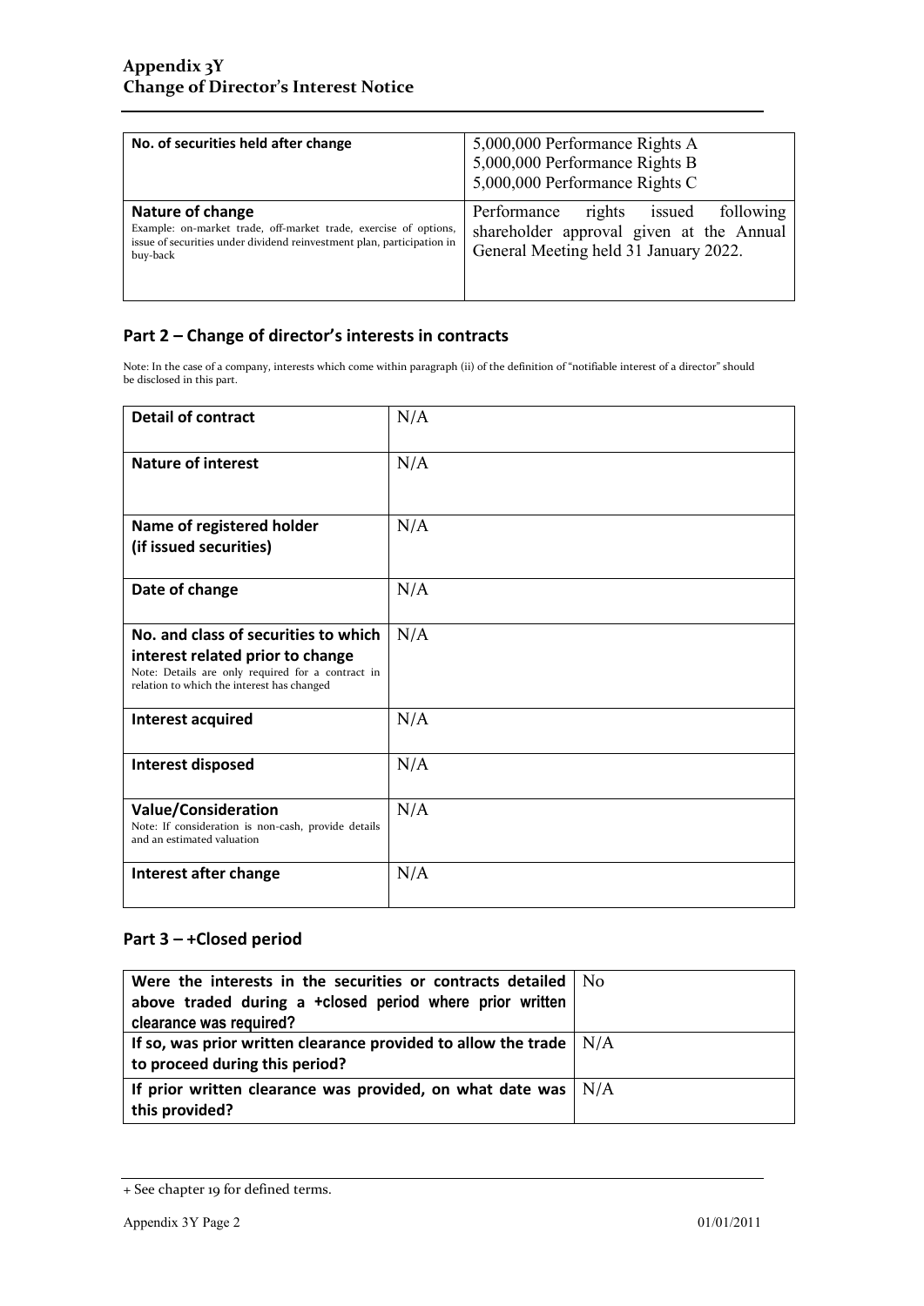| | |
|---|---|
| **No. of securities held after change** | 5,000,000 Performance Rights A<br>5,000,000 Performance Rights B<br>5,000,000 Performance Rights C |
| **Nature of change**<br>Example: on-market trade, off-market trade, exercise of options, issue of securities under dividend reinvestment plan, participation in buy-back | Performance rights issued following shareholder approval given at the Annual General Meeting held 31 January 2022. |

## Part 2 – Change of director's interests in contracts

Note: In the case of a company, interests which come within paragraph (ii) of the definition of "notifiable interest of a director" should be disclosed in this part.

| | |
|---|---|
| **Detail of contract** | N/A |
| **Nature of interest** | N/A |
| **Name of registered holder (if issued securities)** | N/A |
| **Date of change** | N/A |
| **No. and class of securities to which interest related prior to change**<br>Note: Details are only required for a contract in relation to which the interest has changed | N/A |
| **Interest acquired** | N/A |
| **Interest disposed** | N/A |
| **Value/Consideration**<br>Note: If consideration is non-cash, provide details and an estimated valuation | N/A |
| **Interest after change** | N/A |

## Part 3 – +Closed period

| | |
|---|---|
| **Were the interests in the securities or contracts detailed above traded during a +closed period where prior written clearance was required?** | No |
| **If so, was prior written clearance provided to allow the trade to proceed during this period?** | N/A |
| **If prior written clearance was provided, on what date was this provided?** | N/A |

+ See chapter 19 for defined terms.